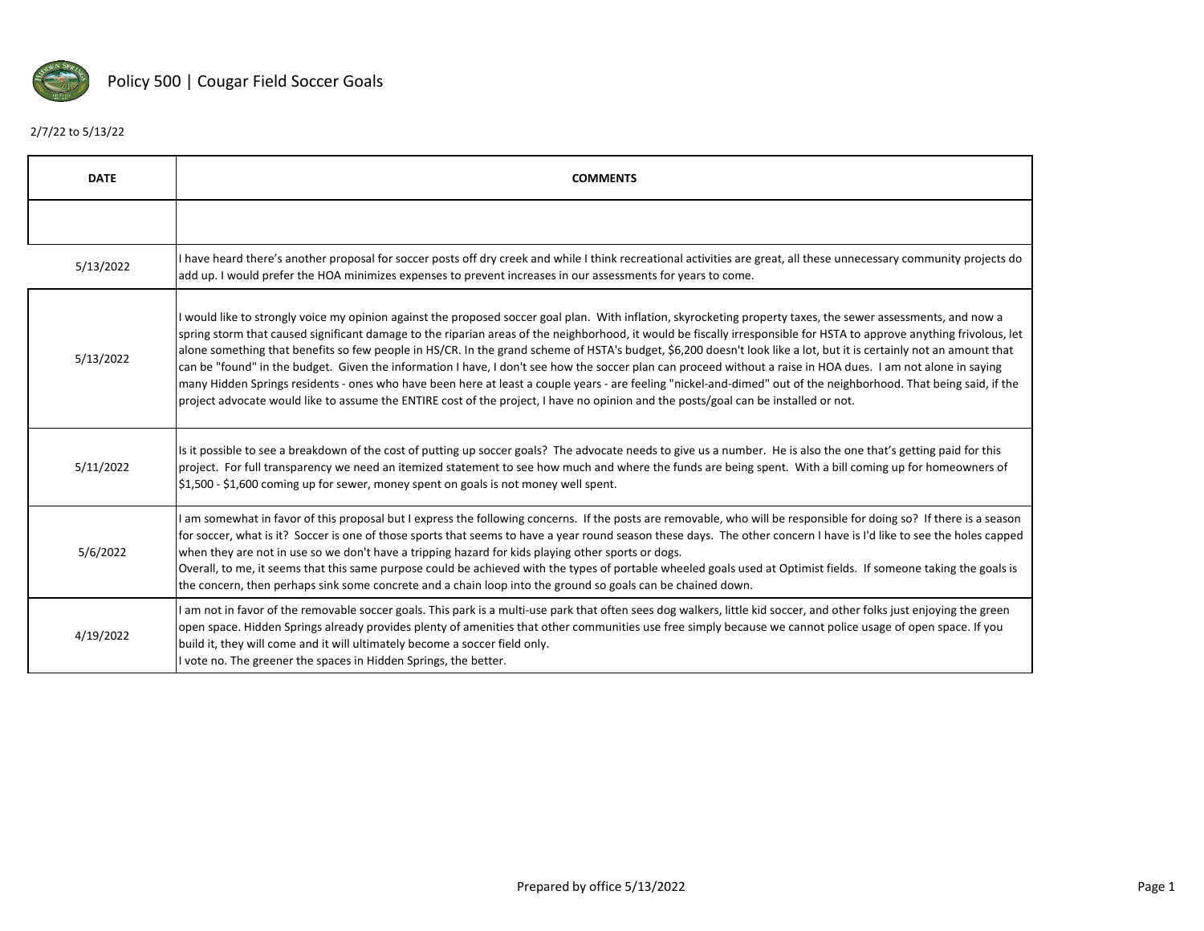# Policy 500 | Cougar Field Soccer Goals

2/7/22 to 5/13/22

| DATE | COMMENTS |
|---|---|
| | |
| 5/13/2022 | I have heard there's another proposal for soccer posts off dry creek and while I think recreational activities are great, all these unnecessary community projects do add up. I would prefer the HOA minimizes expenses to prevent increases in our assessments for years to come. |
| 5/13/2022 | I would like to strongly voice my opinion against the proposed soccer goal plan. With inflation, skyrocketing property taxes, the sewer assessments, and now a spring storm that caused significant damage to the riparian areas of the neighborhood, it would be fiscally irresponsible for HSTA to approve anything frivolous, let alone something that benefits so few people in HS/CR. In the grand scheme of HSTA's budget, $6,200 doesn't look like a lot, but it is certainly not an amount that can be "found" in the budget. Given the information I have, I don't see how the soccer plan can proceed without a raise in HOA dues. I am not alone in saying many Hidden Springs residents - ones who have been here at least a couple years - are feeling "nickel-and-dimed" out of the neighborhood. That being said, if the project advocate would like to assume the ENTIRE cost of the project, I have no opinion and the posts/goal can be installed or not. |
| 5/11/2022 | Is it possible to see a breakdown of the cost of putting up soccer goals? The advocate needs to give us a number. He is also the one that's getting paid for this project. For full transparency we need an itemized statement to see how much and where the funds are being spent. With a bill coming up for homeowners of $1,500 - $1,600 coming up for sewer, money spent on goals is not money well spent. |
| 5/6/2022 | I am somewhat in favor of this proposal but I express the following concerns. If the posts are removable, who will be responsible for doing so? If there is a season for soccer, what is it? Soccer is one of those sports that seems to have a year round season these days. The other concern I have is I'd like to see the holes capped when they are not in use so we don't have a tripping hazard for kids playing other sports or dogs.<br>Overall, to me, it seems that this same purpose could be achieved with the types of portable wheeled goals used at Optimist fields. If someone taking the goals is the concern, then perhaps sink some concrete and a chain loop into the ground so goals can be chained down. |
| 4/19/2022 | I am not in favor of the removable soccer goals. This park is a multi-use park that often sees dog walkers, little kid soccer, and other folks just enjoying the green open space. Hidden Springs already provides plenty of amenities that other communities use free simply because we cannot police usage of open space. If you build it, they will come and it will ultimately become a soccer field only.<br>I vote no. The greener the spaces in Hidden Springs, the better. |

Prepared by office 5/13/2022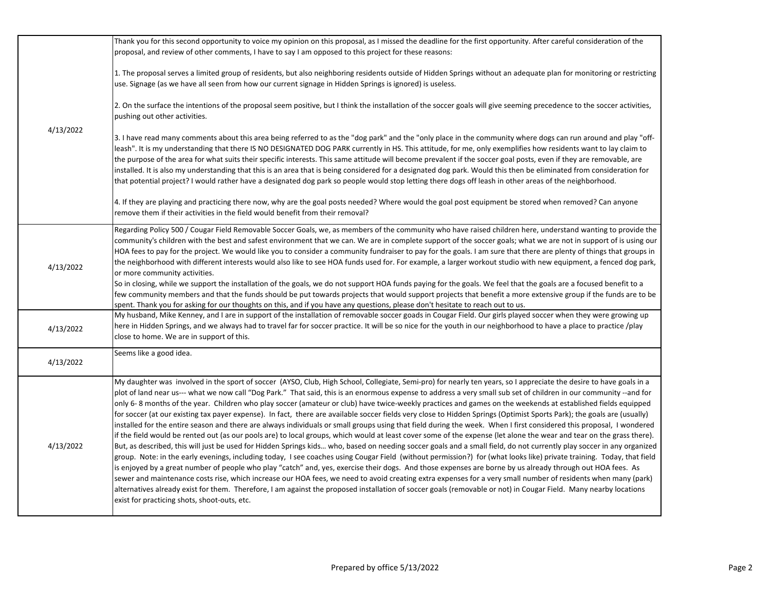| | |
|---|---|
| 4/13/2022 | Thank you for this second opportunity to voice my opinion on this proposal, as I missed the deadline for the first opportunity. After careful consideration of the proposal, and review of other comments, I have to say I am opposed to this project for these reasons:<br><br>1. The proposal serves a limited group of residents, but also neighboring residents outside of Hidden Springs without an adequate plan for monitoring or restricting use. Signage (as we have all seen from how our current signage in Hidden Springs is ignored) is useless.<br><br>2. On the surface the intentions of the proposal seem positive, but I think the installation of the soccer goals will give seeming precedence to the soccer activities, pushing out other activities.<br><br>3. I have read many comments about this area being referred to as the "dog park" and the "only place in the community where dogs can run around and play "off-leash". It is my understanding that there IS NO DESIGNATED DOG PARK currently in HS. This attitude, for me, only exemplifies how residents want to lay claim to the purpose of the area for what suits their specific interests. This same attitude will become prevalent if the soccer goal posts, even if they are removable, are installed. It is also my understanding that this is an area that is being considered for a designated dog park. Would this then be eliminated from consideration for that potential project? I would rather have a designated dog park so people would stop letting there dogs off leash in other areas of the neighborhood.<br><br>4. If they are playing and practicing there now, why are the goal posts needed? Where would the goal post equipment be stored when removed? Can anyone remove them if their activities in the field would benefit from their removal? |
| 4/13/2022 | Regarding Policy 500 / Cougar Field Removable Soccer Goals, we, as members of the community who have raised children here, understand wanting to provide the community's children with the best and safest environment that we can. We are in complete support of the soccer goals; what we are not in support of is using our HOA fees to pay for the project. We would like you to consider a community fundraiser to pay for the goals. I am sure that there are plenty of things that groups in the neighborhood with different interests would also like to see HOA funds used for. For example, a larger workout studio with new equipment, a fenced dog park, or more community activities.<br>So in closing, while we support the installation of the goals, we do not support HOA funds paying for the goals. We feel that the goals are a focused benefit to a few community members and that the funds should be put towards projects that would support projects that benefit a more extensive group if the funds are to be spent. Thank you for asking for our thoughts on this, and if you have any questions, please don't hesitate to reach out to us. |
| 4/13/2022 | My husband, Mike Kenney, and I are in support of the installation of removable soccer goads in Cougar Field. Our girls played soccer when they were growing up here in Hidden Springs, and we always had to travel far for soccer practice. It will be so nice for the youth in our neighborhood to have a place to practice /play close to home. We are in support of this. |
| 4/13/2022 | Seems like a good idea. |
| 4/13/2022 | My daughter was involved in the sport of soccer (AYSO, Club, High School, Collegiate, Semi-pro) for nearly ten years, so I appreciate the desire to have goals in a plot of land near us--- what we now call "Dog Park." That said, this is an enormous expense to address a very small sub set of children in our community --and for only 6- 8 months of the year. Children who play soccer (amateur or club) have twice-weekly practices and games on the weekends at established fields equipped for soccer (at our existing tax payer expense). In fact, there are available soccer fields very close to Hidden Springs (Optimist Sports Park); the goals are (usually) installed for the entire season and there are always individuals or small groups using that field during the week. When I first considered this proposal, I wondered if the field would be rented out (as our pools are) to local groups, which would at least cover some of the expense (let alone the wear and tear on the grass there). But, as described, this will just be used for Hidden Springs kids… who, based on needing soccer goals and a small field, do not currently play soccer in any organized group. Note: in the early evenings, including today, I see coaches using Cougar Field (without permission?) for (what looks like) private training. Today, that field is enjoyed by a great number of people who play "catch" and, yes, exercise their dogs. And those expenses are borne by us already through out HOA fees. As sewer and maintenance costs rise, which increase our HOA fees, we need to avoid creating extra expenses for a very small number of residents when many (park) alternatives already exist for them. Therefore, I am against the proposed installation of soccer goals (removable or not) in Cougar Field. Many nearby locations exist for practicing shots, shoot-outs, etc. |

Prepared by office 5/13/2022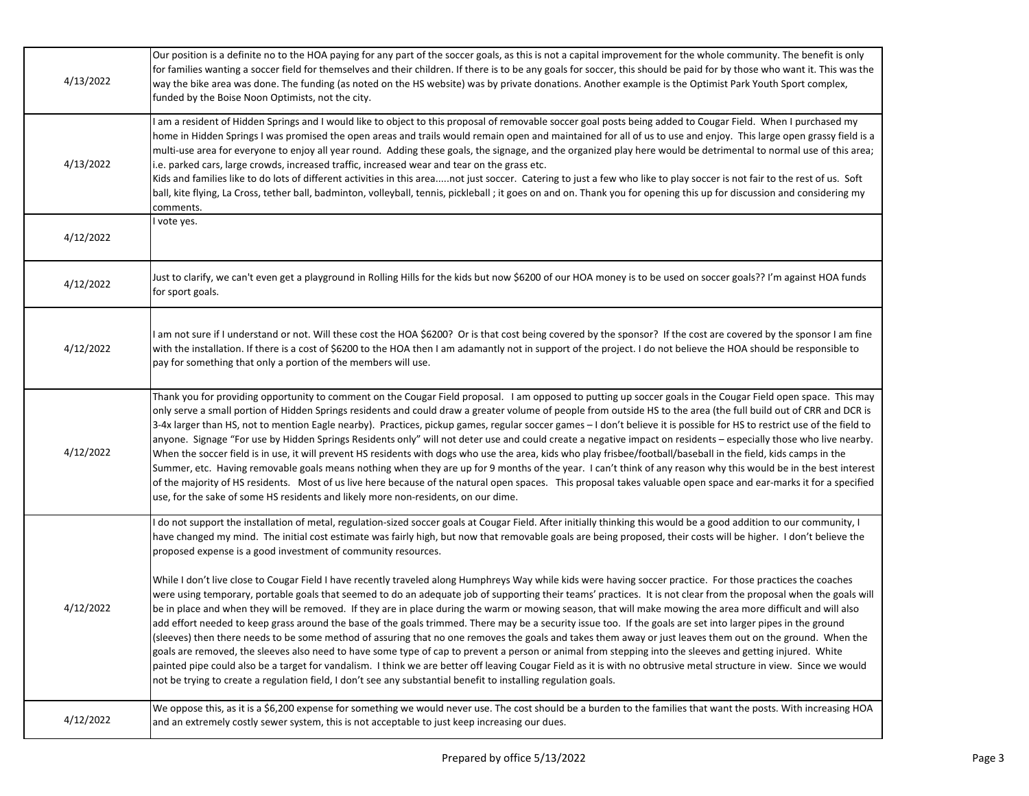| | |
|---|---|
| 4/13/2022 | Our position is a definite no to the HOA paying for any part of the soccer goals, as this is not a capital improvement for the whole community. The benefit is only for families wanting a soccer field for themselves and their children. If there is to be any goals for soccer, this should be paid for by those who want it. This was the way the bike area was done. The funding (as noted on the HS website) was by private donations. Another example is the Optimist Park Youth Sport complex, funded by the Boise Noon Optimists, not the city. |
| 4/13/2022 | I am a resident of Hidden Springs and I would like to object to this proposal of removable soccer goal posts being added to Cougar Field. When I purchased my home in Hidden Springs I was promised the open areas and trails would remain open and maintained for all of us to use and enjoy. This large open grassy field is a multi-use area for everyone to enjoy all year round. Adding these goals, the signage, and the organized play here would be detrimental to normal use of this area; i.e. parked cars, large crowds, increased traffic, increased wear and tear on the grass etc.<br>Kids and families like to do lots of different activities in this area.....not just soccer. Catering to just a few who like to play soccer is not fair to the rest of us. Soft ball, kite flying, La Cross, tether ball, badminton, volleyball, tennis, pickleball ; it goes on and on. Thank you for opening this up for discussion and considering my comments. |
| 4/12/2022 | I vote yes. |
| 4/12/2022 | Just to clarify, we can't even get a playground in Rolling Hills for the kids but now $6200 of our HOA money is to be used on soccer goals?? I'm against HOA funds for sport goals. |
| 4/12/2022 | I am not sure if I understand or not. Will these cost the HOA $6200? Or is that cost being covered by the sponsor? If the cost are covered by the sponsor I am fine with the installation. If there is a cost of $6200 to the HOA then I am adamantly not in support of the project. I do not believe the HOA should be responsible to pay for something that only a portion of the members will use. |
| 4/12/2022 | Thank you for providing opportunity to comment on the Cougar Field proposal. I am opposed to putting up soccer goals in the Cougar Field open space. This may only serve a small portion of Hidden Springs residents and could draw a greater volume of people from outside HS to the area (the full build out of CRR and DCR is 3-4x larger than HS, not to mention Eagle nearby). Practices, pickup games, regular soccer games – I don't believe it is possible for HS to restrict use of the field to anyone. Signage "For use by Hidden Springs Residents only" will not deter use and could create a negative impact on residents – especially those who live nearby. When the soccer field is in use, it will prevent HS residents with dogs who use the area, kids who play frisbee/football/baseball in the field, kids camps in the Summer, etc. Having removable goals means nothing when they are up for 9 months of the year. I can't think of any reason why this would be in the best interest of the majority of HS residents. Most of us live here because of the natural open spaces. This proposal takes valuable open space and ear-marks it for a specified use, for the sake of some HS residents and likely more non-residents, on our dime. |
| 4/12/2022 | I do not support the installation of metal, regulation-sized soccer goals at Cougar Field. After initially thinking this would be a good addition to our community, I have changed my mind. The initial cost estimate was fairly high, but now that removable goals are being proposed, their costs will be higher. I don't believe the proposed expense is a good investment of community resources.<br><br>While I don't live close to Cougar Field I have recently traveled along Humphreys Way while kids were having soccer practice. For those practices the coaches were using temporary, portable goals that seemed to do an adequate job of supporting their teams' practices. It is not clear from the proposal when the goals will be in place and when they will be removed. If they are in place during the warm or mowing season, that will make mowing the area more difficult and will also add effort needed to keep grass around the base of the goals trimmed. There may be a security issue too. If the goals are set into larger pipes in the ground (sleeves) then there needs to be some method of assuring that no one removes the goals and takes them away or just leaves them out on the ground. When the goals are removed, the sleeves also need to have some type of cap to prevent a person or animal from stepping into the sleeves and getting injured. White painted pipe could also be a target for vandalism. I think we are better off leaving Cougar Field as it is with no obtrusive metal structure in view. Since we would not be trying to create a regulation field, I don't see any substantial benefit to installing regulation goals. |
| 4/12/2022 | We oppose this, as it is a $6,200 expense for something we would never use. The cost should be a burden to the families that want the posts. With increasing HOA and an extremely costly sewer system, this is not acceptable to just keep increasing our dues. |

Prepared by office 5/13/2022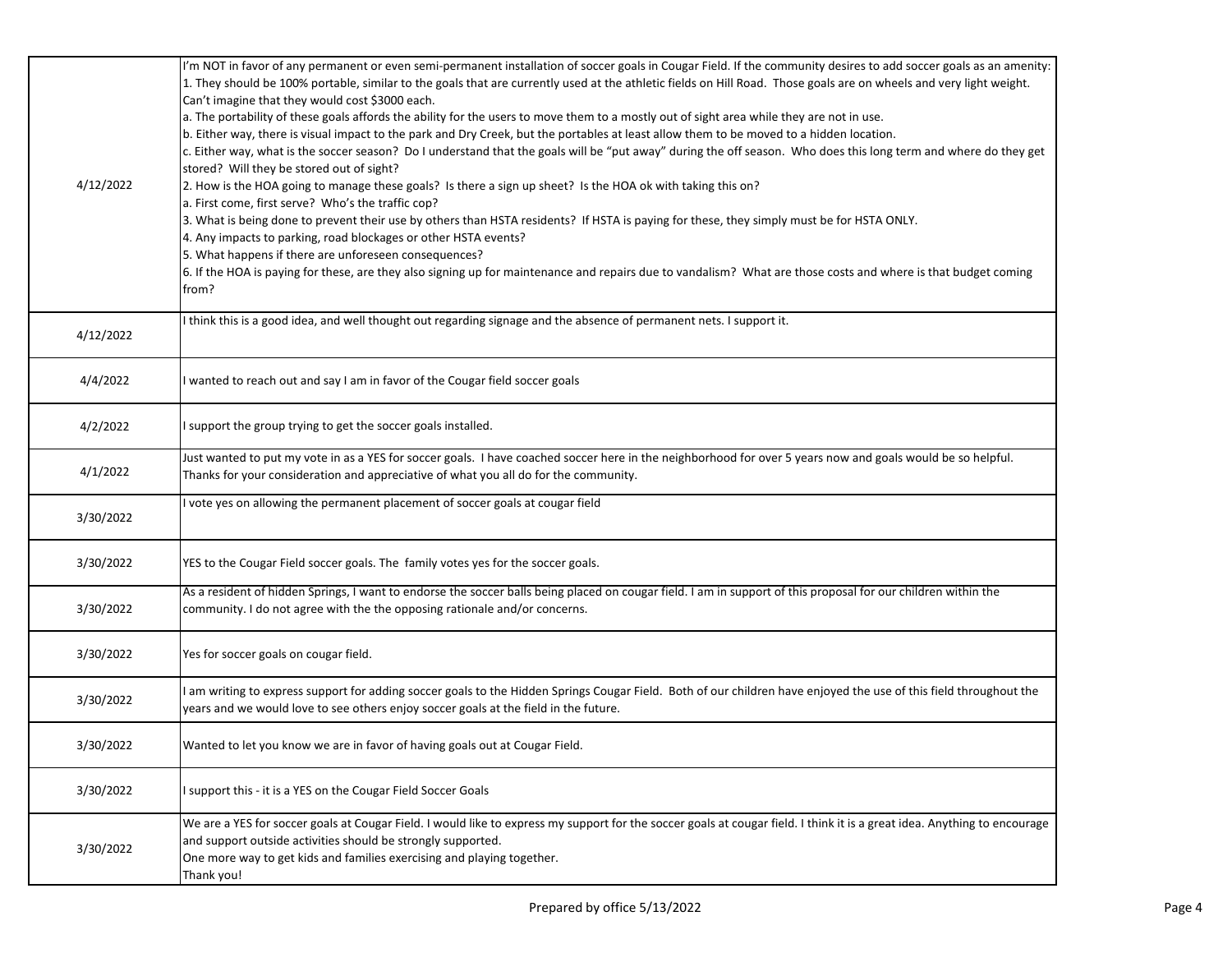| | |
|---|---|
| 4/12/2022 | I'm NOT in favor of any permanent or even semi-permanent installation of soccer goals in Cougar Field. If the community desires to add soccer goals as an amenity:<br>1. They should be 100% portable, similar to the goals that are currently used at the athletic fields on Hill Road. Those goals are on wheels and very light weight. Can't imagine that they would cost $3000 each.<br>a. The portability of these goals affords the ability for the users to move them to a mostly out of sight area while they are not in use.<br>b. Either way, there is visual impact to the park and Dry Creek, but the portables at least allow them to be moved to a hidden location.<br>c. Either way, what is the soccer season? Do I understand that the goals will be "put away" during the off season. Who does this long term and where do they get stored? Will they be stored out of sight?<br>2. How is the HOA going to manage these goals? Is there a sign up sheet? Is the HOA ok with taking this on?<br>a. First come, first serve? Who's the traffic cop?<br>3. What is being done to prevent their use by others than HSTA residents? If HSTA is paying for these, they simply must be for HSTA ONLY.<br>4. Any impacts to parking, road blockages or other HSTA events?<br>5. What happens if there are unforeseen consequences?<br>6. If the HOA is paying for these, are they also signing up for maintenance and repairs due to vandalism? What are those costs and where is that budget coming from? |
| 4/12/2022 | I think this is a good idea, and well thought out regarding signage and the absence of permanent nets. I support it. |
| 4/4/2022 | I wanted to reach out and say I am in favor of the Cougar field soccer goals |
| 4/2/2022 | I support the group trying to get the soccer goals installed. |
| 4/1/2022 | Just wanted to put my vote in as a YES for soccer goals. I have coached soccer here in the neighborhood for over 5 years now and goals would be so helpful. Thanks for your consideration and appreciative of what you all do for the community. |
| 3/30/2022 | I vote yes on allowing the permanent placement of soccer goals at cougar field |
| 3/30/2022 | YES to the Cougar Field soccer goals. The family votes yes for the soccer goals. |
| 3/30/2022 | As a resident of hidden Springs, I want to endorse the soccer balls being placed on cougar field. I am in support of this proposal for our children within the community. I do not agree with the the opposing rationale and/or concerns. |
| 3/30/2022 | Yes for soccer goals on cougar field. |
| 3/30/2022 | I am writing to express support for adding soccer goals to the Hidden Springs Cougar Field. Both of our children have enjoyed the use of this field throughout the years and we would love to see others enjoy soccer goals at the field in the future. |
| 3/30/2022 | Wanted to let you know we are in favor of having goals out at Cougar Field. |
| 3/30/2022 | I support this - it is a YES on the Cougar Field Soccer Goals |
| 3/30/2022 | We are a YES for soccer goals at Cougar Field. I would like to express my support for the soccer goals at cougar field. I think it is a great idea. Anything to encourage and support outside activities should be strongly supported.<br>One more way to get kids and families exercising and playing together.<br>Thank you! |

Prepared by office 5/13/2022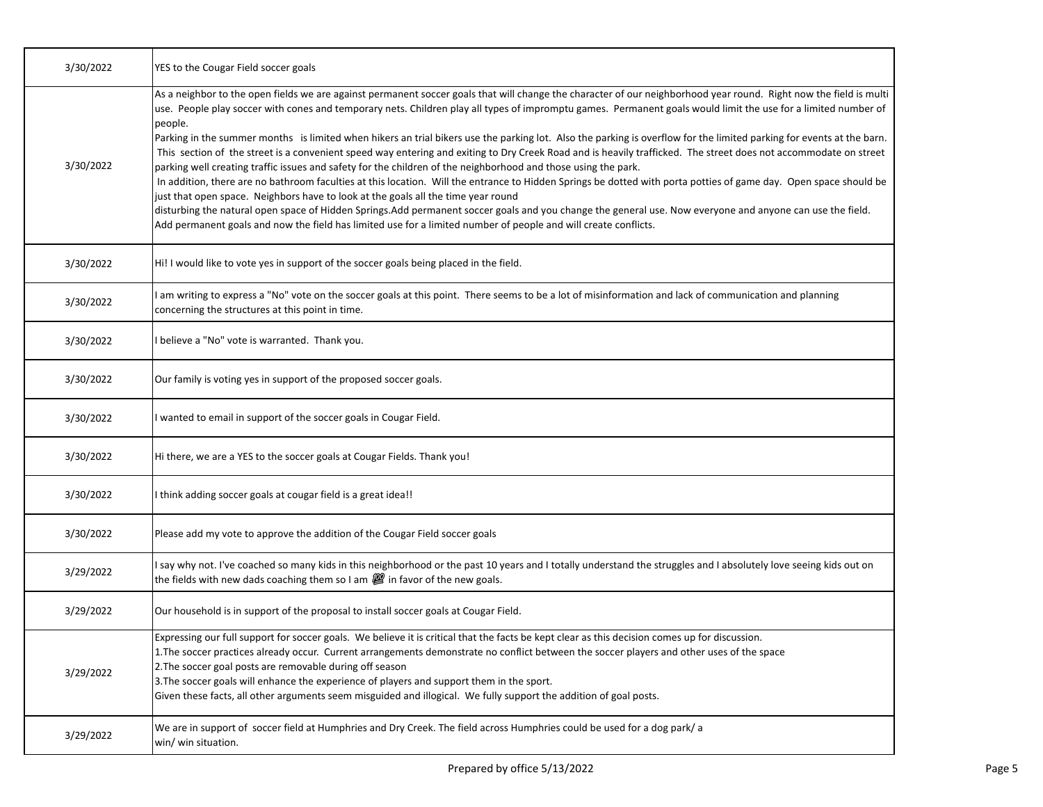| | |
|---|---|
| 3/30/2022 | YES to the Cougar Field soccer goals |
| 3/30/2022 | As a neighbor to the open fields we are against permanent soccer goals that will change the character of our neighborhood year round. Right now the field is multi use. People play soccer with cones and temporary nets. Children play all types of impromptu games. Permanent goals would limit the use for a limited number of people.<br>Parking in the summer months is limited when hikers an trial bikers use the parking lot. Also the parking is overflow for the limited parking for events at the barn. This section of the street is a convenient speed way entering and exiting to Dry Creek Road and is heavily trafficked. The street does not accommodate on street parking well creating traffic issues and safety for the children of the neighborhood and those using the park.<br>In addition, there are no bathroom faculties at this location. Will the entrance to Hidden Springs be dotted with porta potties of game day. Open space should be just that open space. Neighbors have to look at the goals all the time year round<br>disturbing the natural open space of Hidden Springs.Add permanent soccer goals and you change the general use. Now everyone and anyone can use the field. Add permanent goals and now the field has limited use for a limited number of people and will create conflicts. |
| 3/30/2022 | Hi! I would like to vote yes in support of the soccer goals being placed in the field. |
| 3/30/2022 | I am writing to express a "No" vote on the soccer goals at this point. There seems to be a lot of misinformation and lack of communication and planning concerning the structures at this point in time. |
| 3/30/2022 | I believe a "No" vote is warranted. Thank you. |
| 3/30/2022 | Our family is voting yes in support of the proposed soccer goals. |
| 3/30/2022 | I wanted to email in support of the soccer goals in Cougar Field. |
| 3/30/2022 | Hi there, we are a YES to the soccer goals at Cougar Fields. Thank you! |
| 3/30/2022 | I think adding soccer goals at cougar field is a great idea!! |
| 3/30/2022 | Please add my vote to approve the addition of the Cougar Field soccer goals |
| 3/29/2022 | I say why not. I've coached so many kids in this neighborhood or the past 10 years and I totally understand the struggles and I absolutely love seeing kids out on the fields with new dads coaching them so I am 💯 in favor of the new goals. |
| 3/29/2022 | Our household is in support of the proposal to install soccer goals at Cougar Field. |
| 3/29/2022 | Expressing our full support for soccer goals. We believe it is critical that the facts be kept clear as this decision comes up for discussion.<br>1.The soccer practices already occur. Current arrangements demonstrate no conflict between the soccer players and other uses of the space<br>2.The soccer goal posts are removable during off season<br>3.The soccer goals will enhance the experience of players and support them in the sport.<br>Given these facts, all other arguments seem misguided and illogical. We fully support the addition of goal posts. |
| 3/29/2022 | We are in support of soccer field at Humphries and Dry Creek. The field across Humphries could be used for a dog park/ a win/ win situation. |

Prepared by office 5/13/2022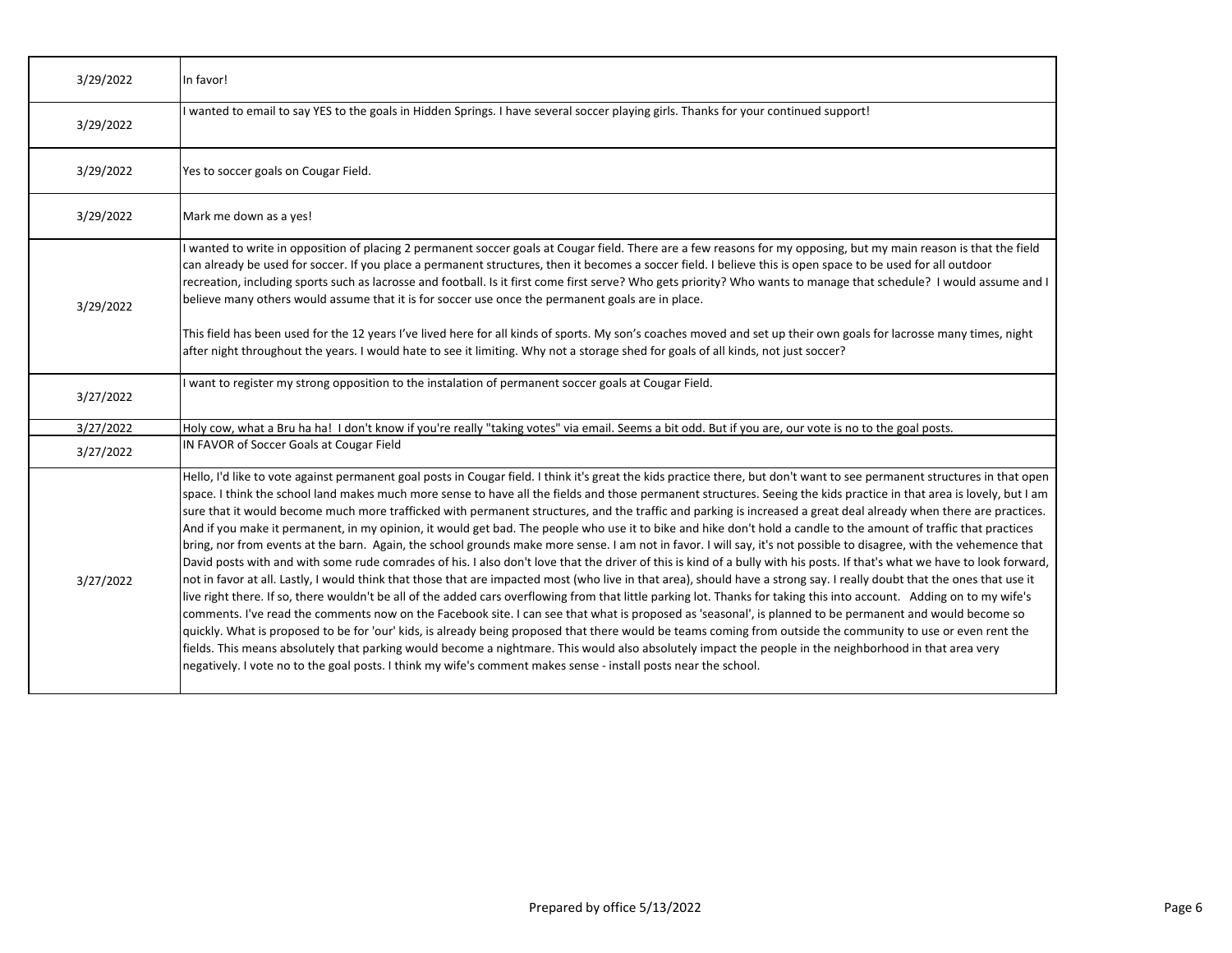| | |
|---|---|
| 3/29/2022 | In favor! |
| 3/29/2022 | I wanted to email to say YES to the goals in Hidden Springs. I have several soccer playing girls. Thanks for your continued support! |
| 3/29/2022 | Yes to soccer goals on Cougar Field. |
| 3/29/2022 | Mark me down as a yes! |
| 3/29/2022 | I wanted to write in opposition of placing 2 permanent soccer goals at Cougar field. There are a few reasons for my opposing, but my main reason is that the field can already be used for soccer. If you place a permanent structures, then it becomes a soccer field. I believe this is open space to be used for all outdoor recreation, including sports such as lacrosse and football. Is it first come first serve? Who gets priority? Who wants to manage that schedule? I would assume and I believe many others would assume that it is for soccer use once the permanent goals are in place.<br><br>This field has been used for the 12 years I've lived here for all kinds of sports. My son's coaches moved and set up their own goals for lacrosse many times, night after night throughout the years. I would hate to see it limiting. Why not a storage shed for goals of all kinds, not just soccer? |
| 3/27/2022 | I want to register my strong opposition to the instalation of permanent soccer goals at Cougar Field. |
| 3/27/2022 | Holy cow, what a Bru ha ha! I don't know if you're really "taking votes" via email. Seems a bit odd. But if you are, our vote is no to the goal posts. |
| 3/27/2022 | IN FAVOR of Soccer Goals at Cougar Field |
| 3/27/2022 | Hello, I'd like to vote against permanent goal posts in Cougar field. I think it's great the kids practice there, but don't want to see permanent structures in that open space. I think the school land makes much more sense to have all the fields and those permanent structures. Seeing the kids practice in that area is lovely, but I am sure that it would become much more trafficked with permanent structures, and the traffic and parking is increased a great deal already when there are practices. And if you make it permanent, in my opinion, it would get bad. The people who use it to bike and hike don't hold a candle to the amount of traffic that practices bring, nor from events at the barn. Again, the school grounds make more sense. I am not in favor. I will say, it's not possible to disagree, with the vehemence that David posts with and with some rude comrades of his. I also don't love that the driver of this is kind of a bully with his posts. If that's what we have to look forward, not in favor at all. Lastly, I would think that those that are impacted most (who live in that area), should have a strong say. I really doubt that the ones that use it live right there. If so, there wouldn't be all of the added cars overflowing from that little parking lot. Thanks for taking this into account. Adding on to my wife's comments. I've read the comments now on the Facebook site. I can see that what is proposed as 'seasonal', is planned to be permanent and would become so quickly. What is proposed to be for 'our' kids, is already being proposed that there would be teams coming from outside the community to use or even rent the fields. This means absolutely that parking would become a nightmare. This would also absolutely impact the people in the neighborhood in that area very negatively. I vote no to the goal posts. I think my wife's comment makes sense - install posts near the school. |

Prepared by office 5/13/2022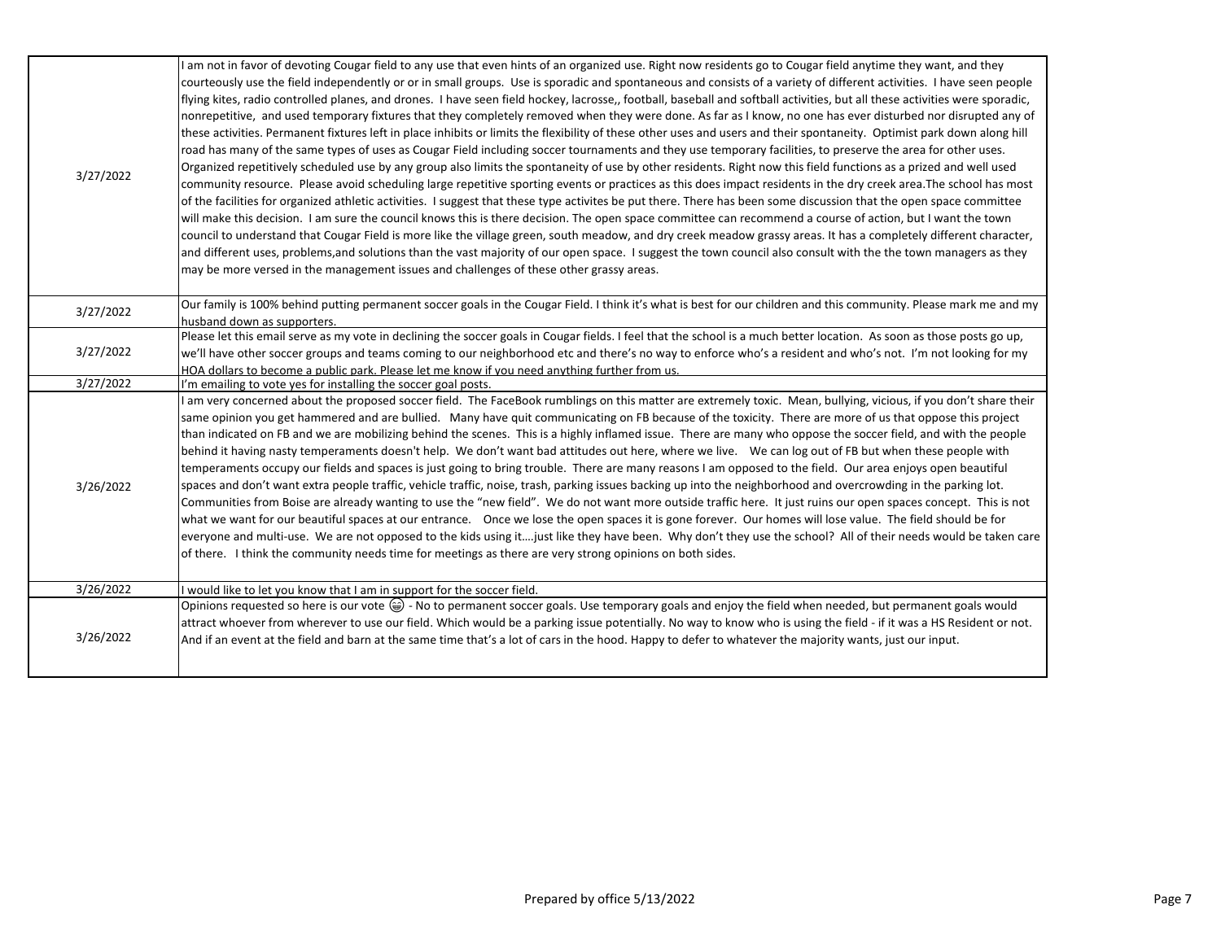| | |
|---|---|
| 3/27/2022 | I am not in favor of devoting Cougar field to any use that even hints of an organized use. Right now residents go to Cougar field anytime they want, and they courteously use the field independently or or in small groups. Use is sporadic and spontaneous and consists of a variety of different activities. I have seen people flying kites, radio controlled planes, and drones. I have seen field hockey, lacrosse,, football, baseball and softball activities, but all these activities were sporadic, nonrepetitive, and used temporary fixtures that they completely removed when they were done. As far as I know, no one has ever disturbed nor disrupted any of these activities. Permanent fixtures left in place inhibits or limits the flexibility of these other uses and users and their spontaneity. Optimist park down along hill road has many of the same types of uses as Cougar Field including soccer tournaments and they use temporary facilities, to preserve the area for other uses. Organized repetitively scheduled use by any group also limits the spontaneity of use by other residents. Right now this field functions as a prized and well used community resource. Please avoid scheduling large repetitive sporting events or practices as this does impact residents in the dry creek area.The school has most of the facilities for organized athletic activities. I suggest that these type activites be put there. There has been some discussion that the open space committee will make this decision. I am sure the council knows this is there decision. The open space committee can recommend a course of action, but I want the town council to understand that Cougar Field is more like the village green, south meadow, and dry creek meadow grassy areas. It has a completely different character, and different uses, problems,and solutions than the vast majority of our open space. I suggest the town council also consult with the the town managers as they may be more versed in the management issues and challenges of these other grassy areas. |
| 3/27/2022 | Our family is 100% behind putting permanent soccer goals in the Cougar Field. I think it's what is best for our children and this community. Please mark me and my husband down as supporters. |
| 3/27/2022 | Please let this email serve as my vote in declining the soccer goals in Cougar fields. I feel that the school is a much better location. As soon as those posts go up, we'll have other soccer groups and teams coming to our neighborhood etc and there's no way to enforce who's a resident and who's not. I'm not looking for my HOA dollars to become a public park. Please let me know if you need anything further from us. |
| 3/27/2022 | I'm emailing to vote yes for installing the soccer goal posts. |
| 3/26/2022 | I am very concerned about the proposed soccer field. The FaceBook rumblings on this matter are extremely toxic. Mean, bullying, vicious, if you don't share their same opinion you get hammered and are bullied. Many have quit communicating on FB because of the toxicity. There are more of us that oppose this project than indicated on FB and we are mobilizing behind the scenes. This is a highly inflamed issue. There are many who oppose the soccer field, and with the people behind it having nasty temperaments doesn't help. We don't want bad attitudes out here, where we live. We can log out of FB but when these people with temperaments occupy our fields and spaces is just going to bring trouble. There are many reasons I am opposed to the field. Our area enjoys open beautiful spaces and don't want extra people traffic, vehicle traffic, noise, trash, parking issues backing up into the neighborhood and overcrowding in the parking lot. Communities from Boise are already wanting to use the "new field". We do not want more outside traffic here. It just ruins our open spaces concept. This is not what we want for our beautiful spaces at our entrance. Once we lose the open spaces it is gone forever. Our homes will lose value. The field should be for everyone and multi-use. We are not opposed to the kids using it….just like they have been. Why don't they use the school? All of their needs would be taken care of there. I think the community needs time for meetings as there are very strong opinions on both sides. |
| 3/26/2022 | I would like to let you know that I am in support for the soccer field. |
| 3/26/2022 | Opinions requested so here is our vote 😀 - No to permanent soccer goals. Use temporary goals and enjoy the field when needed, but permanent goals would attract whoever from wherever to use our field. Which would be a parking issue potentially. No way to know who is using the field - if it was a HS Resident or not. And if an event at the field and barn at the same time that's a lot of cars in the hood. Happy to defer to whatever the majority wants, just our input. |

Prepared by office 5/13/2022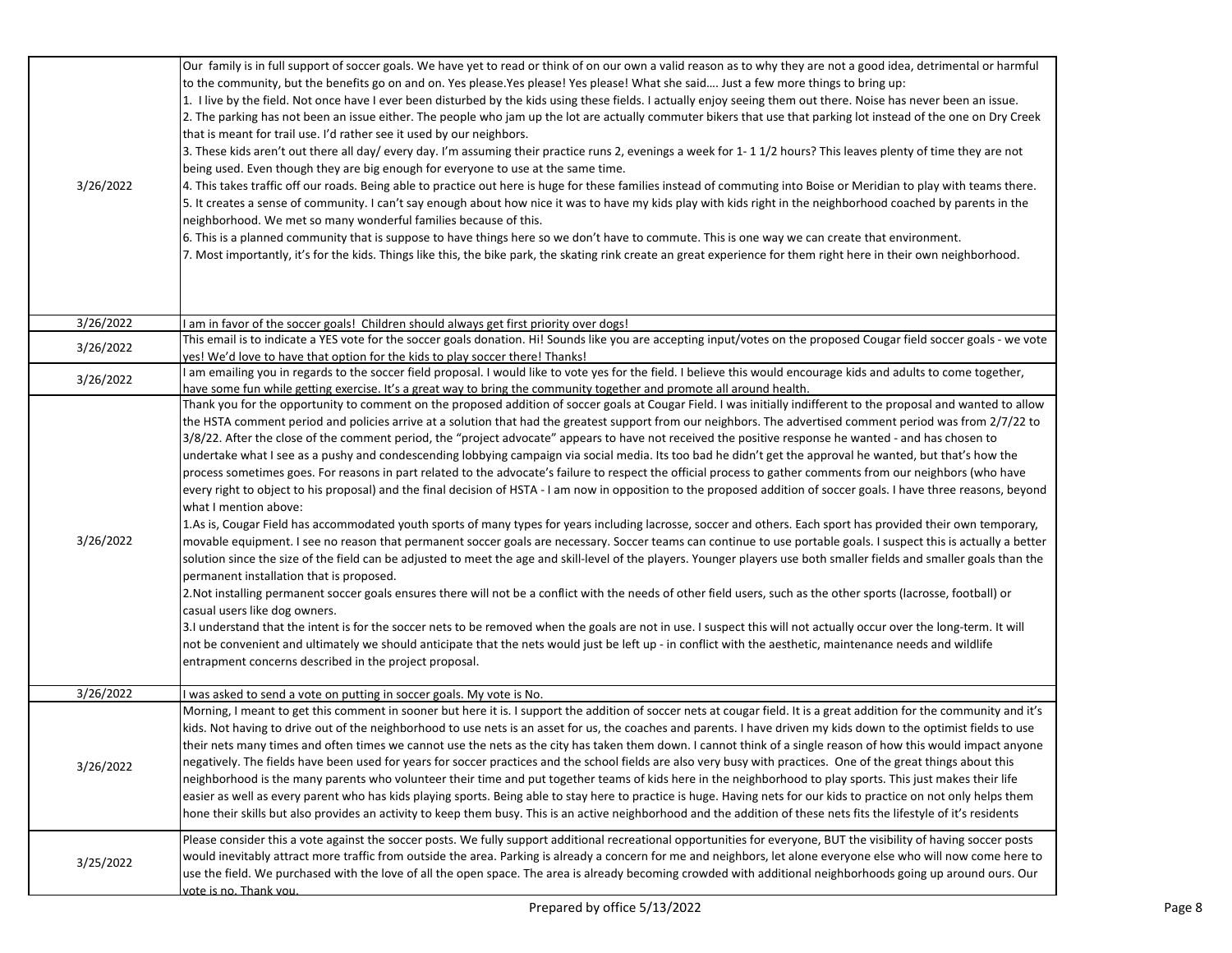| | |
|---|---|
| 3/26/2022 | Our family is in full support of soccer goals. We have yet to read or think of on our own a valid reason as to why they are not a good idea, detrimental or harmful to the community, but the benefits go on and on. Yes please.Yes please! Yes please! What she said…. Just a few more things to bring up:<br>1. I live by the field. Not once have I ever been disturbed by the kids using these fields. I actually enjoy seeing them out there. Noise has never been an issue.<br>2. The parking has not been an issue either. The people who jam up the lot are actually commuter bikers that use that parking lot instead of the one on Dry Creek that is meant for trail use. I'd rather see it used by our neighbors.<br>3. These kids aren't out there all day/ every day. I'm assuming their practice runs 2, evenings a week for 1- 1 1/2 hours? This leaves plenty of time they are not being used. Even though they are big enough for everyone to use at the same time.<br>4. This takes traffic off our roads. Being able to practice out here is huge for these families instead of commuting into Boise or Meridian to play with teams there.<br>5. It creates a sense of community. I can't say enough about how nice it was to have my kids play with kids right in the neighborhood coached by parents in the neighborhood. We met so many wonderful families because of this.<br>6. This is a planned community that is suppose to have things here so we don't have to commute. This is one way we can create that environment.<br>7. Most importantly, it's for the kids. Things like this, the bike park, the skating rink create an great experience for them right here in their own neighborhood. |
| 3/26/2022 | I am in favor of the soccer goals! Children should always get first priority over dogs! |
| 3/26/2022 | This email is to indicate a YES vote for the soccer goals donation. Hi! Sounds like you are accepting input/votes on the proposed Cougar field soccer goals - we vote yes! We'd love to have that option for the kids to play soccer there! Thanks! |
| 3/26/2022 | I am emailing you in regards to the soccer field proposal. I would like to vote yes for the field. I believe this would encourage kids and adults to come together, have some fun while getting exercise. It's a great way to bring the community together and promote all around health. |
| 3/26/2022 | Thank you for the opportunity to comment on the proposed addition of soccer goals at Cougar Field. I was initially indifferent to the proposal and wanted to allow the HSTA comment period and policies arrive at a solution that had the greatest support from our neighbors. The advertised comment period was from 2/7/22 to 3/8/22. After the close of the comment period, the "project advocate" appears to have not received the positive response he wanted - and has chosen to undertake what I see as a pushy and condescending lobbying campaign via social media. Its too bad he didn't get the approval he wanted, but that's how the process sometimes goes. For reasons in part related to the advocate's failure to respect the official process to gather comments from our neighbors (who have every right to object to his proposal) and the final decision of HSTA - I am now in opposition to the proposed addition of soccer goals. I have three reasons, beyond what I mention above:<br>1.As is, Cougar Field has accommodated youth sports of many types for years including lacrosse, soccer and others. Each sport has provided their own temporary, movable equipment. I see no reason that permanent soccer goals are necessary. Soccer teams can continue to use portable goals. I suspect this is actually a better solution since the size of the field can be adjusted to meet the age and skill-level of the players. Younger players use both smaller fields and smaller goals than the permanent installation that is proposed.<br>2.Not installing permanent soccer goals ensures there will not be a conflict with the needs of other field users, such as the other sports (lacrosse, football) or casual users like dog owners.<br>3.I understand that the intent is for the soccer nets to be removed when the goals are not in use. I suspect this will not actually occur over the long-term. It will not be convenient and ultimately we should anticipate that the nets would just be left up - in conflict with the aesthetic, maintenance needs and wildlife entrapment concerns described in the project proposal. |
| 3/26/2022 | I was asked to send a vote on putting in soccer goals. My vote is No. |
| 3/26/2022 | Morning, I meant to get this comment in sooner but here it is. I support the addition of soccer nets at cougar field. It is a great addition for the community and it's kids. Not having to drive out of the neighborhood to use nets is an asset for us, the coaches and parents. I have driven my kids down to the optimist fields to use their nets many times and often times we cannot use the nets as the city has taken them down. I cannot think of a single reason of how this would impact anyone negatively. The fields have been used for years for soccer practices and the school fields are also very busy with practices. One of the great things about this neighborhood is the many parents who volunteer their time and put together teams of kids here in the neighborhood to play sports. This just makes their life easier as well as every parent who has kids playing sports. Being able to stay here to practice is huge. Having nets for our kids to practice on not only helps them hone their skills but also provides an activity to keep them busy. This is an active neighborhood and the addition of these nets fits the lifestyle of it's residents |
| 3/25/2022 | Please consider this a vote against the soccer posts. We fully support additional recreational opportunities for everyone, BUT the visibility of having soccer posts would inevitably attract more traffic from outside the area. Parking is already a concern for me and neighbors, let alone everyone else who will now come here to use the field. We purchased with the love of all the open space. The area is already becoming crowded with additional neighborhoods going up around ours. Our vote is no. Thank you. |

Prepared by office 5/13/2022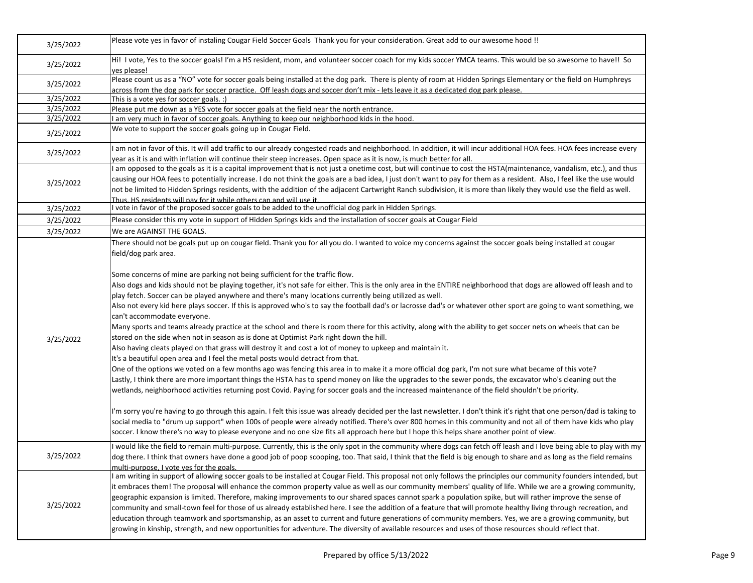| | |
|---|---|
| 3/25/2022 | Please vote yes in favor of instaling Cougar Field Soccer Goals Thank you for your consideration. Great add to our awesome hood !! |
| 3/25/2022 | Hi! I vote, Yes to the soccer goals! I'm a HS resident, mom, and volunteer soccer coach for my kids soccer YMCA teams. This would be so awesome to have!! So yes please! |
| 3/25/2022 | Please count us as a "NO" vote for soccer goals being installed at the dog park. There is plenty of room at Hidden Springs Elementary or the field on Humphreys across from the dog park for soccer practice. Off leash dogs and soccer don't mix - lets leave it as a dedicated dog park please. |
| 3/25/2022 | This is a vote yes for soccer goals. :) |
| 3/25/2022 | Please put me down as a YES vote for soccer goals at the field near the north entrance. |
| 3/25/2022 | I am very much in favor of soccer goals. Anything to keep our neighborhood kids in the hood. |
| 3/25/2022 | We vote to support the soccer goals going up in Cougar Field. |
| 3/25/2022 | I am not in favor of this. It will add traffic to our already congested roads and neighborhood. In addition, it will incur additional HOA fees. HOA fees increase every year as it is and with inflation will continue their steep increases. Open space as it is now, is much better for all. |
| 3/25/2022 | I am opposed to the goals as it is a capital improvement that is not just a onetime cost, but will continue to cost the HSTA(maintenance, vandalism, etc.), and thus causing our HOA fees to potentially increase. I do not think the goals are a bad idea, I just don't want to pay for them as a resident. Also, I feel like the use would not be limited to Hidden Springs residents, with the addition of the adjacent Cartwright Ranch subdivision, it is more than likely they would use the field as well. Thus, HS residents will pay for it while others can and will use it. |
| 3/25/2022 | I vote in favor of the proposed soccer goals to be added to the unofficial dog park in Hidden Springs. |
| 3/25/2022 | Please consider this my vote in support of Hidden Springs kids and the installation of soccer goals at Cougar Field |
| 3/25/2022 | We are AGAINST THE GOALS. |
| 3/25/2022 | There should not be goals put up on cougar field. Thank you for all you do. I wanted to voice my concerns against the soccer goals being installed at cougar field/dog park area.<br><br>Some concerns of mine are parking not being sufficient for the traffic flow.<br>Also dogs and kids should not be playing together, it's not safe for either. This is the only area in the ENTIRE neighborhood that dogs are allowed off leash and to play fetch. Soccer can be played anywhere and there's many locations currently being utilized as well.<br>Also not every kid here plays soccer. If this is approved who's to say the football dad's or lacrosse dad's or whatever other sport are going to want something, we can't accommodate everyone.<br>Many sports and teams already practice at the school and there is room there for this activity, along with the ability to get soccer nets on wheels that can be stored on the side when not in season as is done at Optimist Park right down the hill.<br>Also having cleats played on that grass will destroy it and cost a lot of money to upkeep and maintain it.<br>It's a beautiful open area and I feel the metal posts would detract from that.<br>One of the options we voted on a few months ago was fencing this area in to make it a more official dog park, I'm not sure what became of this vote?<br>Lastly, I think there are more important things the HSTA has to spend money on like the upgrades to the sewer ponds, the excavator who's cleaning out the wetlands, neighborhood activities returning post Covid. Paying for soccer goals and the increased maintenance of the field shouldn't be priority.<br><br>I'm sorry you're having to go through this again. I felt this issue was already decided per the last newsletter. I don't think it's right that one person/dad is taking to social media to "drum up support" when 100s of people were already notified. There's over 800 homes in this community and not all of them have kids who play soccer. I know there's no way to please everyone and no one size fits all approach here but I hope this helps share another point of view. |
| 3/25/2022 | I would like the field to remain multi-purpose. Currently, this is the only spot in the community where dogs can fetch off leash and I love being able to play with my dog there. I think that owners have done a good job of poop scooping, too. That said, I think that the field is big enough to share and as long as the field remains multi-purpose, I vote yes for the goals. |
| 3/25/2022 | I am writing in support of allowing soccer goals to be installed at Cougar Field. This proposal not only follows the principles our community founders intended, but it embraces them! The proposal will enhance the common property value as well as our community members' quality of life. While we are a growing community, geographic expansion is limited. Therefore, making improvements to our shared spaces cannot spark a population spike, but will rather improve the sense of community and small-town feel for those of us already established here. I see the addition of a feature that will promote healthy living through recreation, and education through teamwork and sportsmanship, as an asset to current and future generations of community members. Yes, we are a growing community, but growing in kinship, strength, and new opportunities for adventure. The diversity of available resources and uses of those resources should reflect that. |

Prepared by office 5/13/2022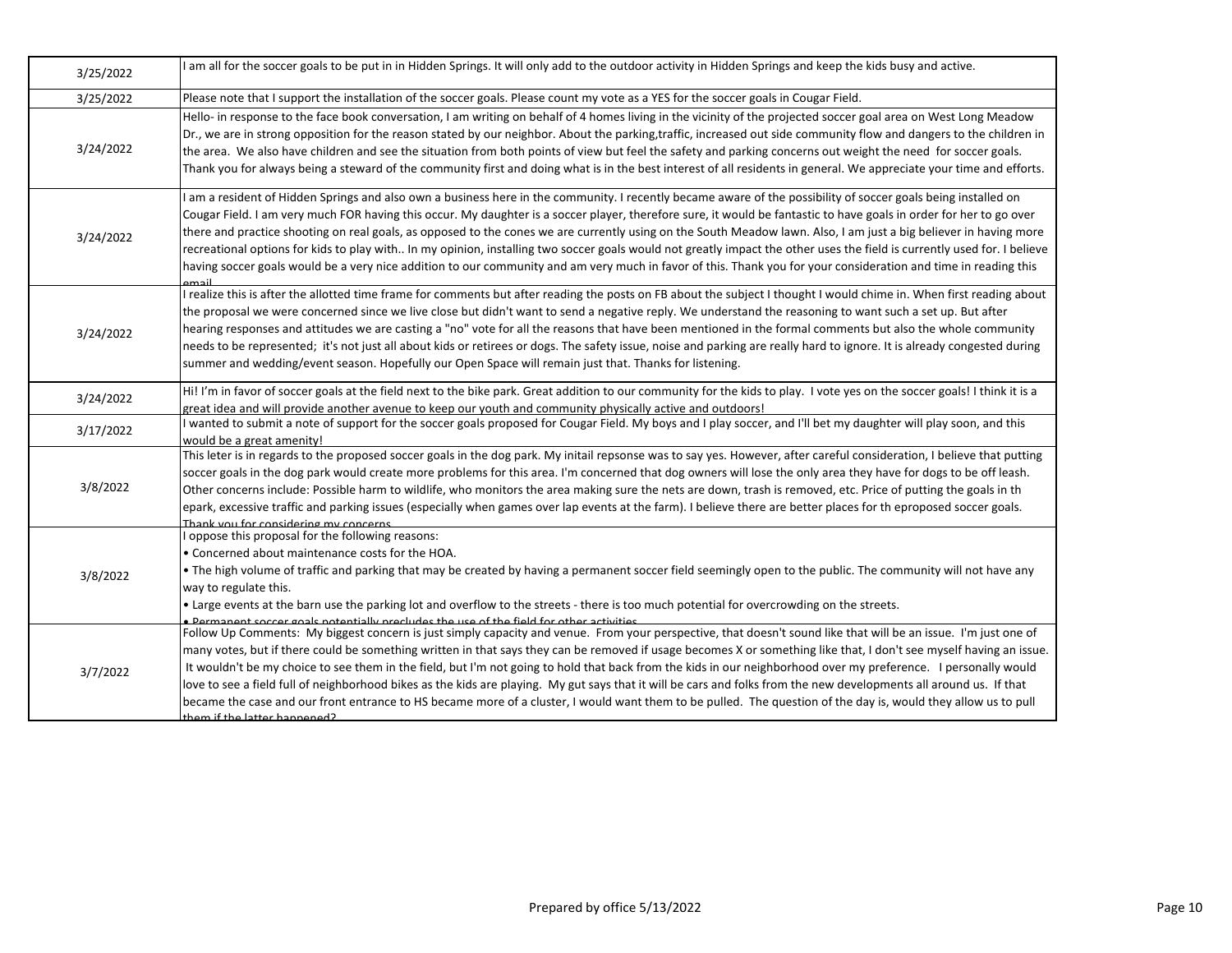| | |
|---|---|
| 3/25/2022 | I am all for the soccer goals to be put in in Hidden Springs. It will only add to the outdoor activity in Hidden Springs and keep the kids busy and active. |
| 3/25/2022 | Please note that I support the installation of the soccer goals. Please count my vote as a YES for the soccer goals in Cougar Field. |
| 3/24/2022 | Hello- in response to the face book conversation, I am writing on behalf of 4 homes living in the vicinity of the projected soccer goal area on West Long Meadow Dr., we are in strong opposition for the reason stated by our neighbor. About the parking,traffic, increased out side community flow and dangers to the children in the area. We also have children and see the situation from both points of view but feel the safety and parking concerns out weight the need for soccer goals. Thank you for always being a steward of the community first and doing what is in the best interest of all residents in general. We appreciate your time and efforts. |
| 3/24/2022 | I am a resident of Hidden Springs and also own a business here in the community. I recently became aware of the possibility of soccer goals being installed on Cougar Field. I am very much FOR having this occur. My daughter is a soccer player, therefore sure, it would be fantastic to have goals in order for her to go over there and practice shooting on real goals, as opposed to the cones we are currently using on the South Meadow lawn. Also, I am just a big believer in having more recreational options for kids to play with.. In my opinion, installing two soccer goals would not greatly impact the other uses the field is currently used for. I believe having soccer goals would be a very nice addition to our community and am very much in favor of this. Thank you for your consideration and time in reading this email |
| 3/24/2022 | I realize this is after the allotted time frame for comments but after reading the posts on FB about the subject I thought I would chime in. When first reading about the proposal we were concerned since we live close but didn't want to send a negative reply. We understand the reasoning to want such a set up. But after hearing responses and attitudes we are casting a "no" vote for all the reasons that have been mentioned in the formal comments but also the whole community needs to be represented; it's not just all about kids or retirees or dogs. The safety issue, noise and parking are really hard to ignore. It is already congested during summer and wedding/event season. Hopefully our Open Space will remain just that. Thanks for listening. |
| 3/24/2022 | Hi! I'm in favor of soccer goals at the field next to the bike park. Great addition to our community for the kids to play. I vote yes on the soccer goals! I think it is a great idea and will provide another avenue to keep our youth and community physically active and outdoors! |
| 3/17/2022 | I wanted to submit a note of support for the soccer goals proposed for Cougar Field. My boys and I play soccer, and I'll bet my daughter will play soon, and this would be a great amenity! |
| 3/8/2022 | This leter is in regards to the proposed soccer goals in the dog park. My initail repsonse was to say yes. However, after careful consideration, I believe that putting soccer goals in the dog park would create more problems for this area. I'm concerned that dog owners will lose the only area they have for dogs to be off leash. Other concerns include: Possible harm to wildlife, who monitors the area making sure the nets are down, trash is removed, etc. Price of putting the goals in th epark, excessive traffic and parking issues (especially when games over lap events at the farm). I believe there are better places for th eproposed soccer goals. Thank you for considering my concerns |
| 3/8/2022 | I oppose this proposal for the following reasons:<br>• Concerned about maintenance costs for the HOA.<br>• The high volume of traffic and parking that may be created by having a permanent soccer field seemingly open to the public. The community will not have any way to regulate this.<br>• Large events at the barn use the parking lot and overflow to the streets - there is too much potential for overcrowding on the streets.<br>• Permanent soccer goals potentially precludes the use of the field for other activities |
| 3/7/2022 | Follow Up Comments: My biggest concern is just simply capacity and venue. From your perspective, that doesn't sound like that will be an issue. I'm just one of many votes, but if there could be something written in that says they can be removed if usage becomes X or something like that, I don't see myself having an issue. It wouldn't be my choice to see them in the field, but I'm not going to hold that back from the kids in our neighborhood over my preference. I personally would love to see a field full of neighborhood bikes as the kids are playing. My gut says that it will be cars and folks from the new developments all around us. If that became the case and our front entrance to HS became more of a cluster, I would want them to be pulled. The question of the day is, would they allow us to pull them if the latter happened? |

Prepared by office 5/13/2022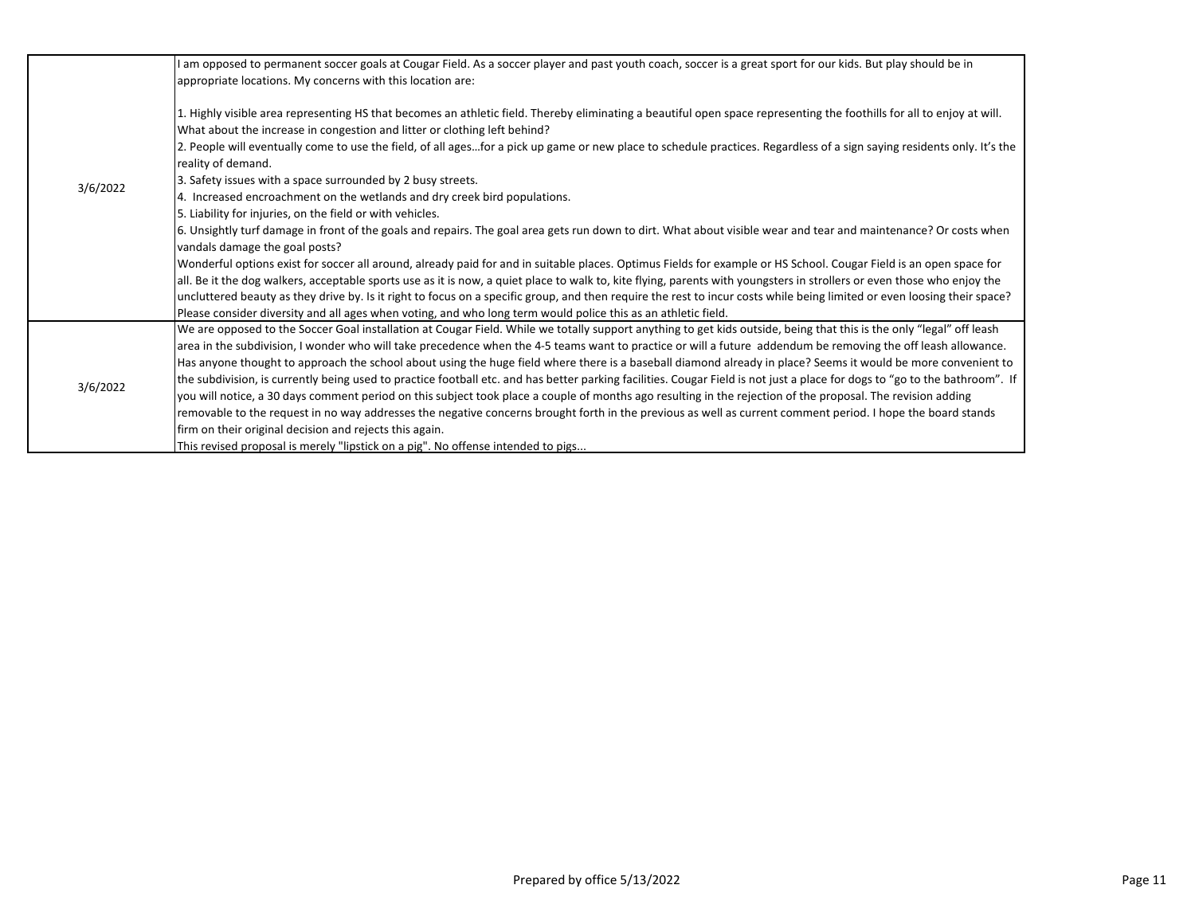| | |
|---|---|
| 3/6/2022 | I am opposed to permanent soccer goals at Cougar Field. As a soccer player and past youth coach, soccer is a great sport for our kids. But play should be in appropriate locations. My concerns with this location are:<br><br>1. Highly visible area representing HS that becomes an athletic field. Thereby eliminating a beautiful open space representing the foothills for all to enjoy at will. What about the increase in congestion and litter or clothing left behind?<br>2. People will eventually come to use the field, of all ages…for a pick up game or new place to schedule practices. Regardless of a sign saying residents only. It's the reality of demand.<br>3. Safety issues with a space surrounded by 2 busy streets.<br>4. Increased encroachment on the wetlands and dry creek bird populations.<br>5. Liability for injuries, on the field or with vehicles.<br>6. Unsightly turf damage in front of the goals and repairs. The goal area gets run down to dirt. What about visible wear and tear and maintenance? Or costs when vandals damage the goal posts?<br>Wonderful options exist for soccer all around, already paid for and in suitable places. Optimus Fields for example or HS School. Cougar Field is an open space for all. Be it the dog walkers, acceptable sports use as it is now, a quiet place to walk to, kite flying, parents with youngsters in strollers or even those who enjoy the uncluttered beauty as they drive by. Is it right to focus on a specific group, and then require the rest to incur costs while being limited or even loosing their space? Please consider diversity and all ages when voting, and who long term would police this as an athletic field. |
| 3/6/2022 | We are opposed to the Soccer Goal installation at Cougar Field. While we totally support anything to get kids outside, being that this is the only "legal" off leash area in the subdivision, I wonder who will take precedence when the 4-5 teams want to practice or will a future addendum be removing the off leash allowance. Has anyone thought to approach the school about using the huge field where there is a baseball diamond already in place? Seems it would be more convenient to the subdivision, is currently being used to practice football etc. and has better parking facilities. Cougar Field is not just a place for dogs to "go to the bathroom". If you will notice, a 30 days comment period on this subject took place a couple of months ago resulting in the rejection of the proposal. The revision adding removable to the request in no way addresses the negative concerns brought forth in the previous as well as current comment period. I hope the board stands firm on their original decision and rejects this again.<br>This revised proposal is merely "lipstick on a pig". No offense intended to pigs... |

Prepared by office 5/13/2022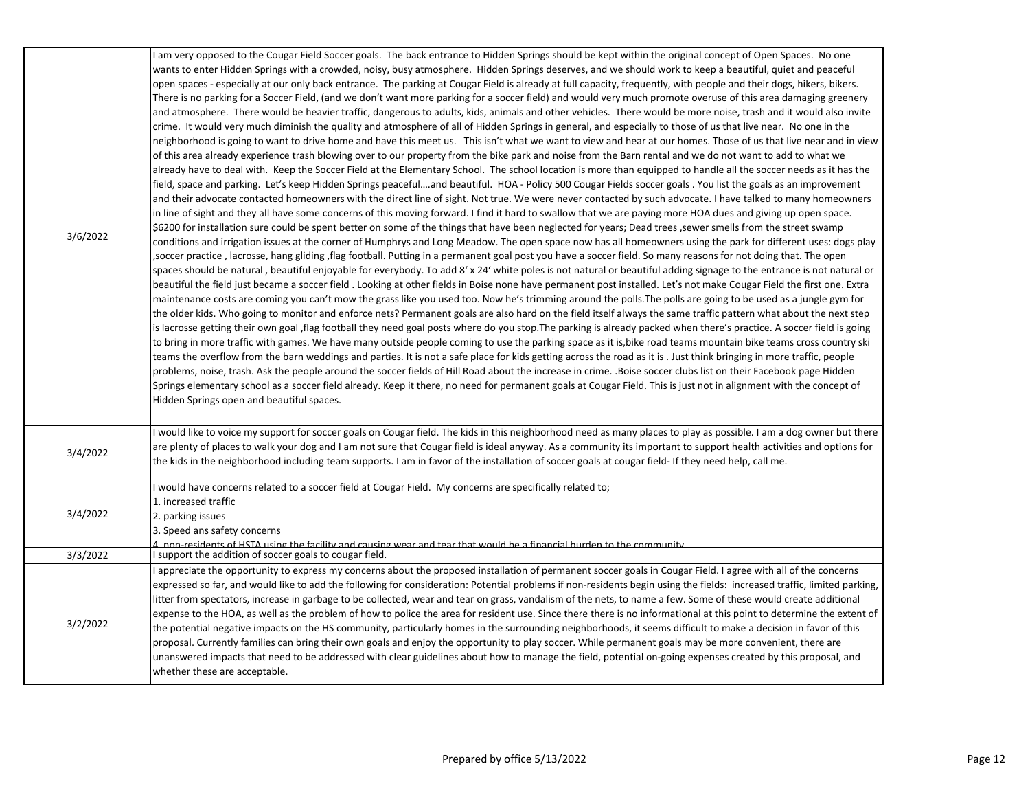| | |
|---|---|
| 3/6/2022 | I am very opposed to the Cougar Field Soccer goals. The back entrance to Hidden Springs should be kept within the original concept of Open Spaces. No one wants to enter Hidden Springs with a crowded, noisy, busy atmosphere. Hidden Springs deserves, and we should work to keep a beautiful, quiet and peaceful open spaces - especially at our only back entrance. The parking at Cougar Field is already at full capacity, frequently, with people and their dogs, hikers, bikers. There is no parking for a Soccer Field, (and we don't want more parking for a soccer field) and would very much promote overuse of this area damaging greenery and atmosphere. There would be heavier traffic, dangerous to adults, kids, animals and other vehicles. There would be more noise, trash and it would also invite crime. It would very much diminish the quality and atmosphere of all of Hidden Springs in general, and especially to those of us that live near. No one in the neighborhood is going to want to drive home and have this meet us. This isn't what we want to view and hear at our homes. Those of us that live near and in view of this area already experience trash blowing over to our property from the bike park and noise from the Barn rental and we do not want to add to what we already have to deal with. Keep the Soccer Field at the Elementary School. The school location is more than equipped to handle all the soccer needs as it has the field, space and parking. Let's keep Hidden Springs peaceful....and beautiful. HOA - Policy 500 Cougar Fields soccer goals . You list the goals as an improvement and their advocate contacted homeowners with the direct line of sight. Not true. We were never contacted by such advocate. I have talked to many homeowners in line of sight and they all have some concerns of this moving forward. I find it hard to swallow that we are paying more HOA dues and giving up open space. $6200 for installation sure could be spent better on some of the things that have been neglected for years; Dead trees ,sewer smells from the street swamp conditions and irrigation issues at the corner of Humphrys and Long Meadow. The open space now has all homeowners using the park for different uses: dogs play ,soccer practice , lacrosse, hang gliding ,flag football. Putting in a permanent goal post you have a soccer field. So many reasons for not doing that. The open spaces should be natural , beautiful enjoyable for everybody. To add 8' x 24' white poles is not natural or beautiful adding signage to the entrance is not natural or beautiful the field just became a soccer field . Looking at other fields in Boise none have permanent post installed. Let's not make Cougar Field the first one. Extra maintenance costs are coming you can't mow the grass like you used too. Now he's trimming around the polls.The polls are going to be used as a jungle gym for the older kids. Who going to monitor and enforce nets? Permanent goals are also hard on the field itself always the same traffic pattern what about the next step is lacrosse getting their own goal ,flag football they need goal posts where do you stop.The parking is already packed when there's practice. A soccer field is going to bring in more traffic with games. We have many outside people coming to use the parking space as it is,bike road teams mountain bike teams cross country ski teams the overflow from the barn weddings and parties. It is not a safe place for kids getting across the road as it is . Just think bringing in more traffic, people problems, noise, trash. Ask the people around the soccer fields of Hill Road about the increase in crime. .Boise soccer clubs list on their Facebook page Hidden Springs elementary school as a soccer field already. Keep it there, no need for permanent goals at Cougar Field. This is just not in alignment with the concept of Hidden Springs open and beautiful spaces. |
| 3/4/2022 | I would like to voice my support for soccer goals on Cougar field. The kids in this neighborhood need as many places to play as possible. I am a dog owner but there are plenty of places to walk your dog and I am not sure that Cougar field is ideal anyway. As a community its important to support health activities and options for the kids in the neighborhood including team supports. I am in favor of the installation of soccer goals at cougar field- If they need help, call me. |
| 3/4/2022 | I would have concerns related to a soccer field at Cougar Field. My concerns are specifically related to;<br>1. increased traffic<br>2. parking issues<br>3. Speed ans safety concerns<br>4. non-residents of HSTA using the facility and causing wear and tear that would be a financial burden to the community |
| 3/3/2022 | I support the addition of soccer goals to cougar field. |
| 3/2/2022 | I appreciate the opportunity to express my concerns about the proposed installation of permanent soccer goals in Cougar Field. I agree with all of the concerns expressed so far, and would like to add the following for consideration: Potential problems if non-residents begin using the fields: increased traffic, limited parking, litter from spectators, increase in garbage to be collected, wear and tear on grass, vandalism of the nets, to name a few. Some of these would create additional expense to the HOA, as well as the problem of how to police the area for resident use. Since there there is no informational at this point to determine the extent of the potential negative impacts on the HS community, particularly homes in the surrounding neighborhoods, it seems difficult to make a decision in favor of this proposal. Currently families can bring their own goals and enjoy the opportunity to play soccer. While permanent goals may be more convenient, there are unanswered impacts that need to be addressed with clear guidelines about how to manage the field, potential on-going expenses created by this proposal, and whether these are acceptable. |

Prepared by office 5/13/2022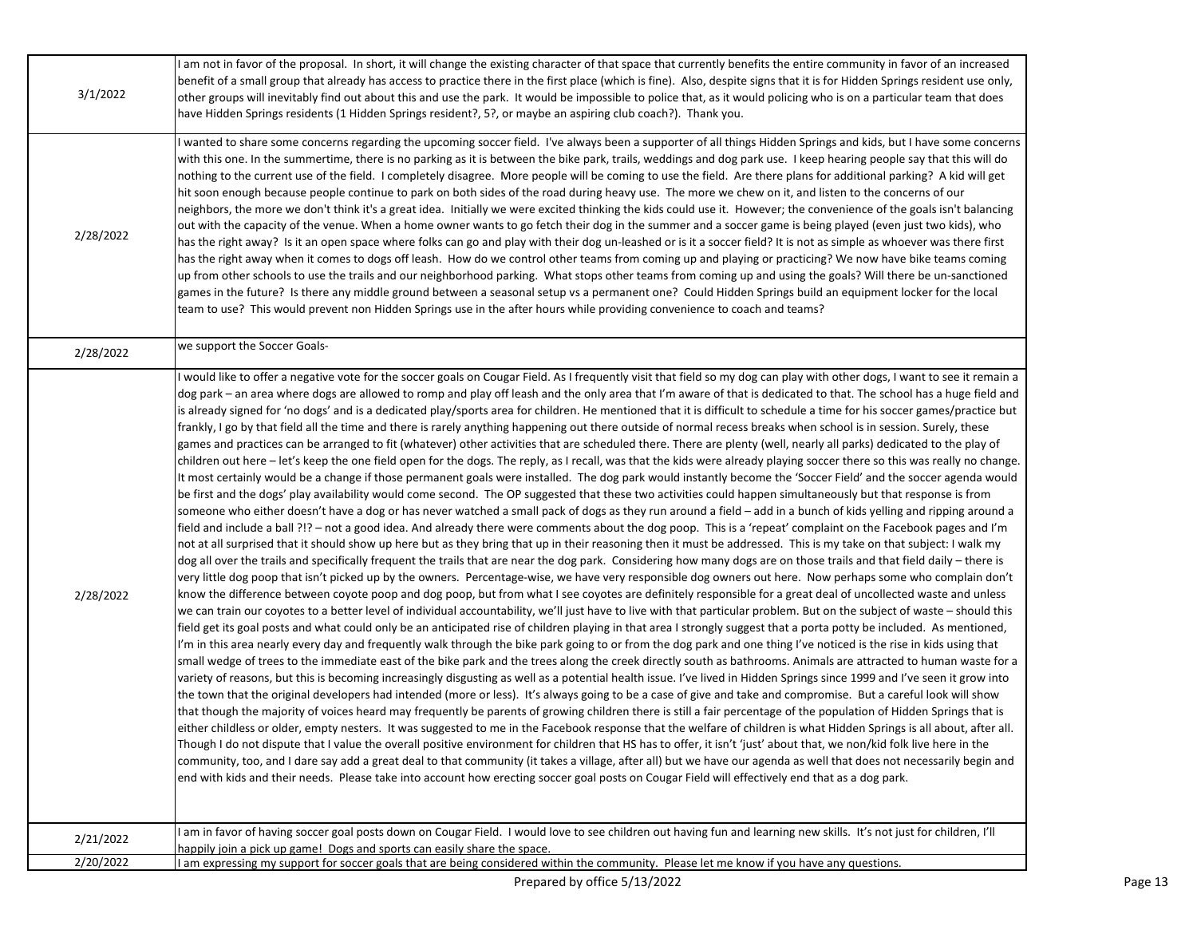| | |
|---|---|
| 3/1/2022 | I am not in favor of the proposal. In short, it will change the existing character of that space that currently benefits the entire community in favor of an increased benefit of a small group that already has access to practice there in the first place (which is fine). Also, despite signs that it is for Hidden Springs resident use only, other groups will inevitably find out about this and use the park. It would be impossible to police that, as it would policing who is on a particular team that does have Hidden Springs residents (1 Hidden Springs resident?, 5?, or maybe an aspiring club coach?). Thank you. |
| 2/28/2022 | I wanted to share some concerns regarding the upcoming soccer field. I've always been a supporter of all things Hidden Springs and kids, but I have some concerns with this one. In the summertime, there is no parking as it is between the bike park, trails, weddings and dog park use. I keep hearing people say that this will do nothing to the current use of the field. I completely disagree. More people will be coming to use the field. Are there plans for additional parking? A kid will get hit soon enough because people continue to park on both sides of the road during heavy use. The more we chew on it, and listen to the concerns of our neighbors, the more we don't think it's a great idea. Initially we were excited thinking the kids could use it. However; the convenience of the goals isn't balancing out with the capacity of the venue. When a home owner wants to go fetch their dog in the summer and a soccer game is being played (even just two kids), who has the right away? Is it an open space where folks can go and play with their dog un-leashed or is it a soccer field? It is not as simple as whoever was there first has the right away when it comes to dogs off leash. How do we control other teams from coming up and playing or practicing? We now have bike teams coming up from other schools to use the trails and our neighborhood parking. What stops other teams from coming up and using the goals? Will there be un-sanctioned games in the future? Is there any middle ground between a seasonal setup vs a permanent one? Could Hidden Springs build an equipment locker for the local team to use? This would prevent non Hidden Springs use in the after hours while providing convenience to coach and teams? |
| 2/28/2022 | we support the Soccer Goals- |
| 2/28/2022 | I would like to offer a negative vote for the soccer goals on Cougar Field. As I frequently visit that field so my dog can play with other dogs, I want to see it remain a dog park – an area where dogs are allowed to romp and play off leash and the only area that I'm aware of that is dedicated to that. The school has a huge field and is already signed for 'no dogs' and is a dedicated play/sports area for children. He mentioned that it is difficult to schedule a time for his soccer games/practice but frankly, I go by that field all the time and there is rarely anything happening out there outside of normal recess breaks when school is in session. Surely, these games and practices can be arranged to fit (whatever) other activities that are scheduled there. There are plenty (well, nearly all parks) dedicated to the play of children out here – let's keep the one field open for the dogs. The reply, as I recall, was that the kids were already playing soccer there so this was really no change. It most certainly would be a change if those permanent goals were installed. The dog park would instantly become the 'Soccer Field' and the soccer agenda would be first and the dogs' play availability would come second. The OP suggested that these two activities could happen simultaneously but that response is from someone who either doesn't have a dog or has never watched a small pack of dogs as they run around a field – add in a bunch of kids yelling and ripping around a field and include a ball ?!? – not a good idea. And already there were comments about the dog poop. This is a 'repeat' complaint on the Facebook pages and I'm not at all surprised that it should show up here but as they bring that up in their reasoning then it must be addressed. This is my take on that subject: I walk my dog all over the trails and specifically frequent the trails that are near the dog park. Considering how many dogs are on those trails and that field daily – there is very little dog poop that isn't picked up by the owners. Percentage-wise, we have very responsible dog owners out here. Now perhaps some who complain don't know the difference between coyote poop and dog poop, but from what I see coyotes are definitely responsible for a great deal of uncollected waste and unless we can train our coyotes to a better level of individual accountability, we'll just have to live with that particular problem. But on the subject of waste – should this field get its goal posts and what could only be an anticipated rise of children playing in that area I strongly suggest that a porta potty be included. As mentioned, I'm in this area nearly every day and frequently walk through the bike park going to or from the dog park and one thing I've noticed is the rise in kids using that small wedge of trees to the immediate east of the bike park and the trees along the creek directly south as bathrooms. Animals are attracted to human waste for a variety of reasons, but this is becoming increasingly disgusting as well as a potential health issue. I've lived in Hidden Springs since 1999 and I've seen it grow into the town that the original developers had intended (more or less). It's always going to be a case of give and take and compromise. But a careful look will show that though the majority of voices heard may frequently be parents of growing children there is still a fair percentage of the population of Hidden Springs that is either childless or older, empty nesters. It was suggested to me in the Facebook response that the welfare of children is what Hidden Springs is all about, after all. Though I do not dispute that I value the overall positive environment for children that HS has to offer, it isn't 'just' about that, we non/kid folk live here in the community, too, and I dare say add a great deal to that community (it takes a village, after all) but we have our agenda as well that does not necessarily begin and end with kids and their needs. Please take into account how erecting soccer goal posts on Cougar Field will effectively end that as a dog park. |
| 2/21/2022 | I am in favor of having soccer goal posts down on Cougar Field. I would love to see children out having fun and learning new skills. It's not just for children, I'll happily join a pick up game! Dogs and sports can easily share the space. |
| 2/20/2022 | I am expressing my support for soccer goals that are being considered within the community. Please let me know if you have any questions. |

Prepared by office 5/13/2022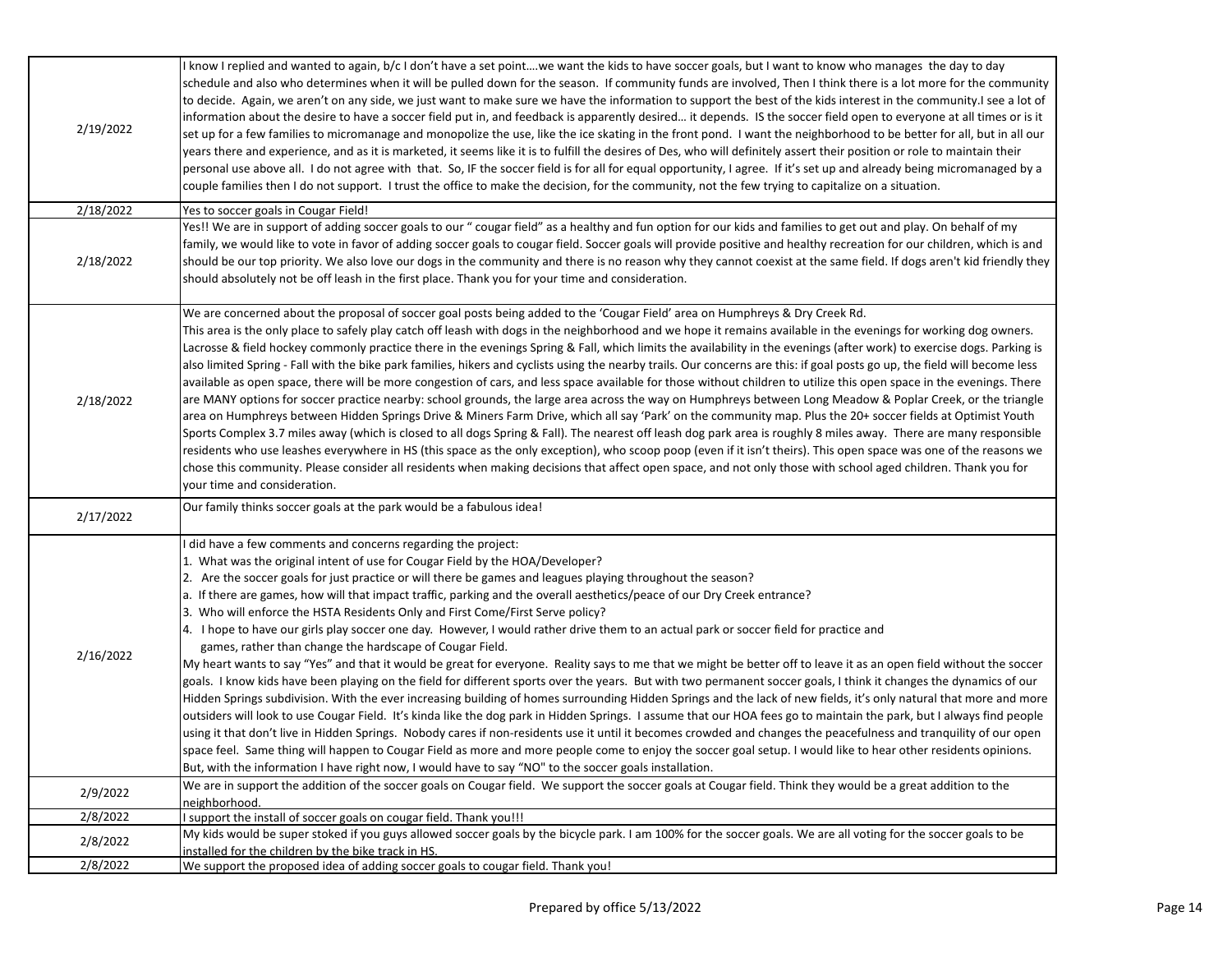| | |
|---|---|
| 2/19/2022 | I know I replied and wanted to again, b/c I don't have a set point….we want the kids to have soccer goals, but I want to know who manages the day to day schedule and also who determines when it will be pulled down for the season. If community funds are involved, Then I think there is a lot more for the community to decide. Again, we aren't on any side, we just want to make sure we have the information to support the best of the kids interest in the community.I see a lot of information about the desire to have a soccer field put in, and feedback is apparently desired… it depends. IS the soccer field open to everyone at all times or is it set up for a few families to micromanage and monopolize the use, like the ice skating in the front pond. I want the neighborhood to be better for all, but in all our years there and experience, and as it is marketed, it seems like it is to fulfill the desires of Des, who will definitely assert their position or role to maintain their personal use above all. I do not agree with that. So, IF the soccer field is for all for equal opportunity, I agree. If it's set up and already being micromanaged by a couple families then I do not support. I trust the office to make the decision, for the community, not the few trying to capitalize on a situation. |
| 2/18/2022 | Yes to soccer goals in Cougar Field! |
| 2/18/2022 | Yes!! We are in support of adding soccer goals to our " cougar field" as a healthy and fun option for our kids and families to get out and play. On behalf of my family, we would like to vote in favor of adding soccer goals to cougar field. Soccer goals will provide positive and healthy recreation for our children, which is and should be our top priority. We also love our dogs in the community and there is no reason why they cannot coexist at the same field. If dogs aren't kid friendly they should absolutely not be off leash in the first place. Thank you for your time and consideration. |
| 2/18/2022 | We are concerned about the proposal of soccer goal posts being added to the 'Cougar Field' area on Humphreys & Dry Creek Rd.<br>This area is the only place to safely play catch off leash with dogs in the neighborhood and we hope it remains available in the evenings for working dog owners. Lacrosse & field hockey commonly practice there in the evenings Spring & Fall, which limits the availability in the evenings (after work) to exercise dogs. Parking is also limited Spring - Fall with the bike park families, hikers and cyclists using the nearby trails. Our concerns are this: if goal posts go up, the field will become less available as open space, there will be more congestion of cars, and less space available for those without children to utilize this open space in the evenings. There are MANY options for soccer practice nearby: school grounds, the large area across the way on Humphreys between Long Meadow & Poplar Creek, or the triangle area on Humphreys between Hidden Springs Drive & Miners Farm Drive, which all say 'Park' on the community map. Plus the 20+ soccer fields at Optimist Youth Sports Complex 3.7 miles away (which is closed to all dogs Spring & Fall). The nearest off leash dog park area is roughly 8 miles away. There are many responsible residents who use leashes everywhere in HS (this space as the only exception), who scoop poop (even if it isn't theirs). This open space was one of the reasons we chose this community. Please consider all residents when making decisions that affect open space, and not only those with school aged children. Thank you for your time and consideration. |
| 2/17/2022 | Our family thinks soccer goals at the park would be a fabulous idea! |
| 2/16/2022 | I did have a few comments and concerns regarding the project:<br>1. What was the original intent of use for Cougar Field by the HOA/Developer?<br>2. Are the soccer goals for just practice or will there be games and leagues playing throughout the season?<br>a. If there are games, how will that impact traffic, parking and the overall aesthetics/peace of our Dry Creek entrance?<br>3. Who will enforce the HSTA Residents Only and First Come/First Serve policy?<br>4. I hope to have our girls play soccer one day. However, I would rather drive them to an actual park or soccer field for practice and games, rather than change the hardscape of Cougar Field.<br>My heart wants to say "Yes" and that it would be great for everyone. Reality says to me that we might be better off to leave it as an open field without the soccer goals. I know kids have been playing on the field for different sports over the years. But with two permanent soccer goals, I think it changes the dynamics of our Hidden Springs subdivision. With the ever increasing building of homes surrounding Hidden Springs and the lack of new fields, it's only natural that more and more outsiders will look to use Cougar Field. It's kinda like the dog park in Hidden Springs. I assume that our HOA fees go to maintain the park, but I always find people using it that don't live in Hidden Springs. Nobody cares if non-residents use it until it becomes crowded and changes the peacefulness and tranquility of our open space feel. Same thing will happen to Cougar Field as more and more people come to enjoy the soccer goal setup. I would like to hear other residents opinions. But, with the information I have right now, I would have to say "NO" to the soccer goals installation. |
| 2/9/2022 | We are in support the addition of the soccer goals on Cougar field. We support the soccer goals at Cougar field. Think they would be a great addition to the neighborhood. |
| 2/8/2022 | I support the install of soccer goals on cougar field. Thank you!!! |
| 2/8/2022 | My kids would be super stoked if you guys allowed soccer goals by the bicycle park. I am 100% for the soccer goals. We are all voting for the soccer goals to be installed for the children by the bike track in HS. |
| 2/8/2022 | We support the proposed idea of adding soccer goals to cougar field. Thank you! |

Prepared by office 5/13/2022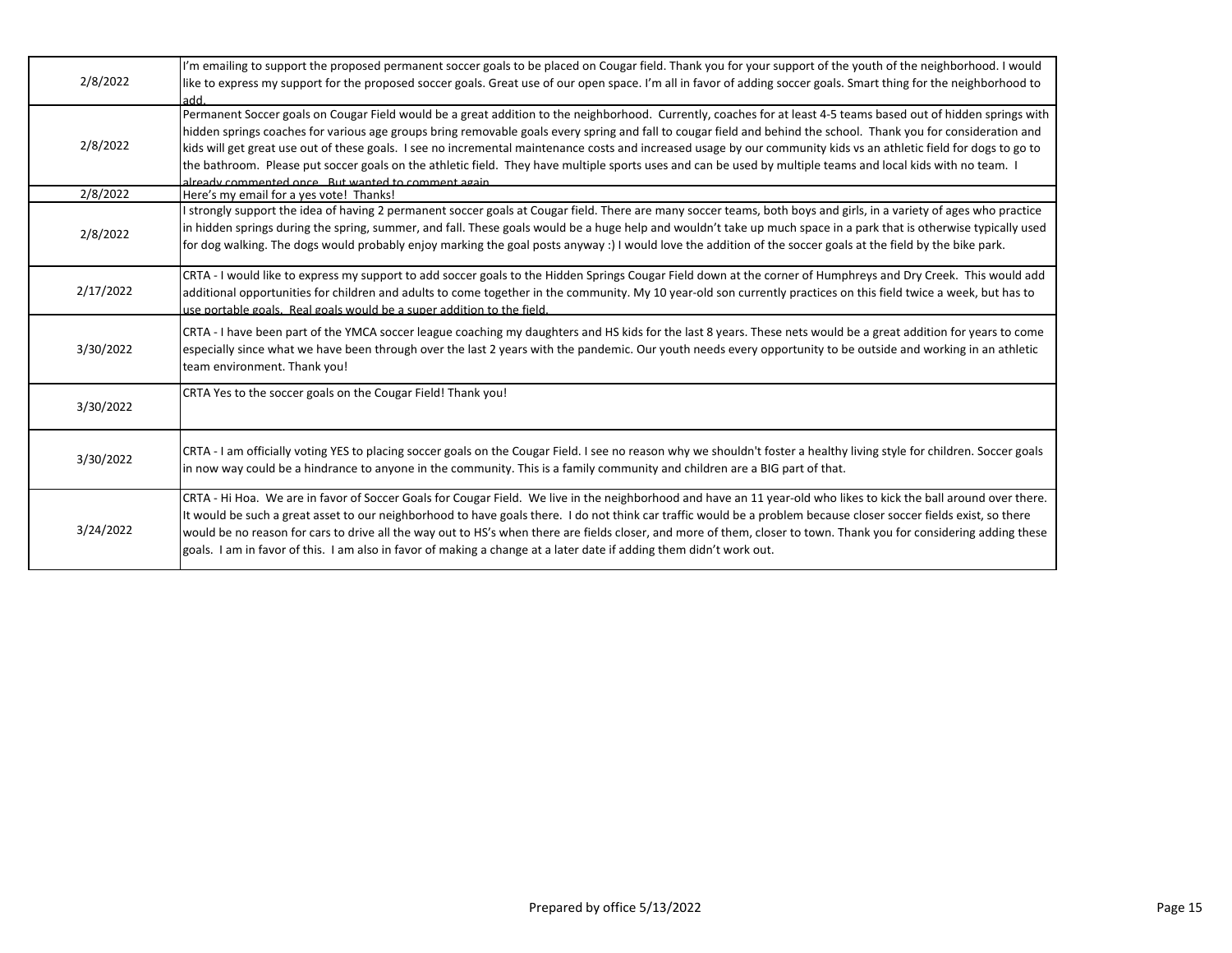| | |
|---|---|
| 2/8/2022 | I'm emailing to support the proposed permanent soccer goals to be placed on Cougar field. Thank you for your support of the youth of the neighborhood. I would like to express my support for the proposed soccer goals. Great use of our open space. I'm all in favor of adding soccer goals. Smart thing for the neighborhood to add. |
| 2/8/2022 | Permanent Soccer goals on Cougar Field would be a great addition to the neighborhood. Currently, coaches for at least 4-5 teams based out of hidden springs with hidden springs coaches for various age groups bring removable goals every spring and fall to cougar field and behind the school. Thank you for consideration and kids will get great use out of these goals. I see no incremental maintenance costs and increased usage by our community kids vs an athletic field for dogs to go to the bathroom. Please put soccer goals on the athletic field. They have multiple sports uses and can be used by multiple teams and local kids with no team. I already commented once. But wanted to comment again. |
| 2/8/2022 | Here's my email for a yes vote! Thanks! |
| 2/8/2022 | I strongly support the idea of having 2 permanent soccer goals at Cougar field. There are many soccer teams, both boys and girls, in a variety of ages who practice in hidden springs during the spring, summer, and fall. These goals would be a huge help and wouldn't take up much space in a park that is otherwise typically used for dog walking. The dogs would probably enjoy marking the goal posts anyway :) I would love the addition of the soccer goals at the field by the bike park. |
| 2/17/2022 | CRTA - I would like to express my support to add soccer goals to the Hidden Springs Cougar Field down at the corner of Humphreys and Dry Creek. This would add additional opportunities for children and adults to come together in the community. My 10 year-old son currently practices on this field twice a week, but has to use portable goals. Real goals would be a super addition to the field. |
| 3/30/2022 | CRTA - I have been part of the YMCA soccer league coaching my daughters and HS kids for the last 8 years. These nets would be a great addition for years to come especially since what we have been through over the last 2 years with the pandemic. Our youth needs every opportunity to be outside and working in an athletic team environment. Thank you! |
| 3/30/2022 | CRTA Yes to the soccer goals on the Cougar Field! Thank you! |
| 3/30/2022 | CRTA - I am officially voting YES to placing soccer goals on the Cougar Field. I see no reason why we shouldn't foster a healthy living style for children. Soccer goals in now way could be a hindrance to anyone in the community. This is a family community and children are a BIG part of that. |
| 3/24/2022 | CRTA - Hi Hoa. We are in favor of Soccer Goals for Cougar Field. We live in the neighborhood and have an 11 year-old who likes to kick the ball around over there. It would be such a great asset to our neighborhood to have goals there. I do not think car traffic would be a problem because closer soccer fields exist, so there would be no reason for cars to drive all the way out to HS's when there are fields closer, and more of them, closer to town. Thank you for considering adding these goals. I am in favor of this. I am also in favor of making a change at a later date if adding them didn't work out. |

Prepared by office 5/13/2022